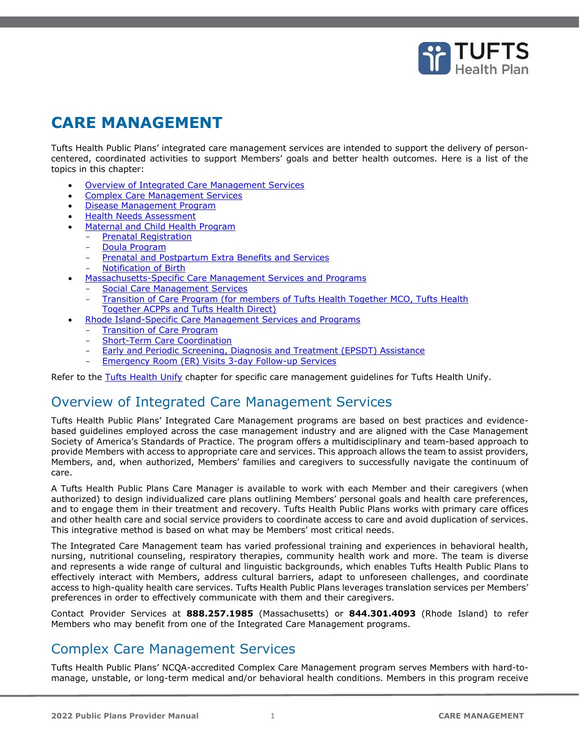# CARE MANAGEMENT

Tufts Health Public Plans' integrated care management services are intended to support the delivery of person-centered, coordinated activities to support Members' goals and better health outcomes. Here is a list of the topics in this chapter:

- Overview of Integrated Care Management Services
- Complex Care Management Services
- Disease Management Program
- Health Needs Assessment
- Maternal and Child Health Program
  - Prenatal Registration
  - Doula Program
  - Prenatal and Postpartum Extra Benefits and Services
  - Notification of Birth
- Massachusetts-Specific Care Management Services and Programs
  - Social Care Management Services
  - Transition of Care Program (for members of Tufts Health Together MCO, Tufts Health Together ACPPs and Tufts Health Direct)
- Rhode Island-Specific Care Management Services and Programs
  - Transition of Care Program
  - Short-Term Care Coordination
  - Early and Periodic Screening, Diagnosis and Treatment (EPSDT) Assistance
  - Emergency Room (ER) Visits 3-day Follow-up Services

Refer to the Tufts Health Unify chapter for specific care management guidelines for Tufts Health Unify.

## Overview of Integrated Care Management Services

Tufts Health Public Plans' Integrated Care Management programs are based on best practices and evidence-based guidelines employed across the case management industry and are aligned with the Case Management Society of America's Standards of Practice. The program offers a multidisciplinary and team-based approach to provide Members with access to appropriate care and services. This approach allows the team to assist providers, Members, and, when authorized, Members' families and caregivers to successfully navigate the continuum of care.

A Tufts Health Public Plans Care Manager is available to work with each Member and their caregivers (when authorized) to design individualized care plans outlining Members' personal goals and health care preferences, and to engage them in their treatment and recovery. Tufts Health Public Plans works with primary care offices and other health care and social service providers to coordinate access to care and avoid duplication of services. This integrative method is based on what may be Members' most critical needs.

The Integrated Care Management team has varied professional training and experiences in behavioral health, nursing, nutritional counseling, respiratory therapies, community health work and more. The team is diverse and represents a wide range of cultural and linguistic backgrounds, which enables Tufts Health Public Plans to effectively interact with Members, address cultural barriers, adapt to unforeseen challenges, and coordinate access to high-quality health care services. Tufts Health Public Plans leverages translation services per Members' preferences in order to effectively communicate with them and their caregivers.

Contact Provider Services at **888.257.1985** (Massachusetts) or **844.301.4093** (Rhode Island) to refer Members who may benefit from one of the Integrated Care Management programs.

## Complex Care Management Services

Tufts Health Public Plans' NCQA-accredited Complex Care Management program serves Members with hard-to-manage, unstable, or long-term medical and/or behavioral health conditions. Members in this program receive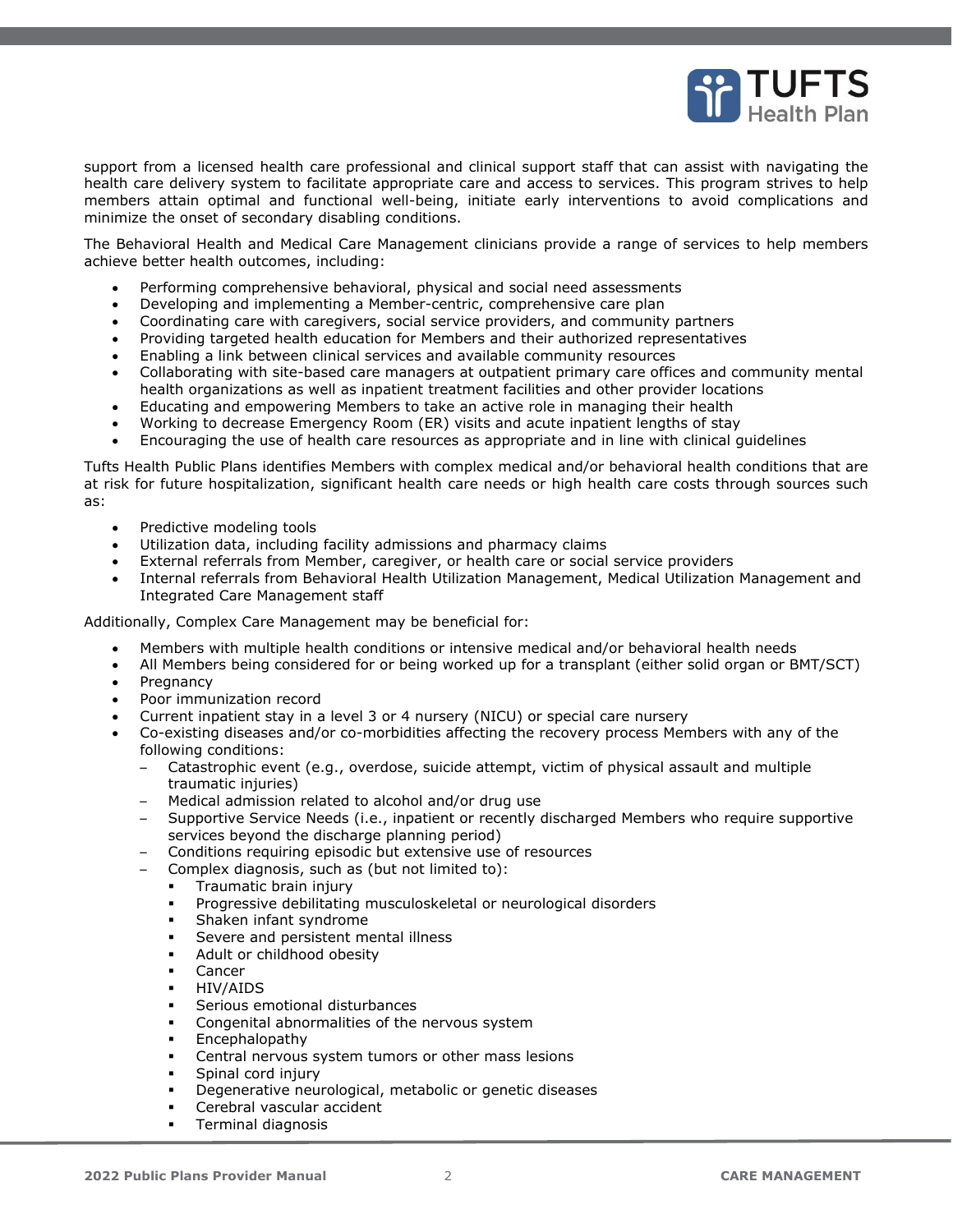support from a licensed health care professional and clinical support staff that can assist with navigating the health care delivery system to facilitate appropriate care and access to services. This program strives to help members attain optimal and functional well-being, initiate early interventions to avoid complications and minimize the onset of secondary disabling conditions.

The Behavioral Health and Medical Care Management clinicians provide a range of services to help members achieve better health outcomes, including:

- Performing comprehensive behavioral, physical and social need assessments
- Developing and implementing a Member-centric, comprehensive care plan
- Coordinating care with caregivers, social service providers, and community partners
- Providing targeted health education for Members and their authorized representatives
- Enabling a link between clinical services and available community resources
- Collaborating with site-based care managers at outpatient primary care offices and community mental health organizations as well as inpatient treatment facilities and other provider locations
- Educating and empowering Members to take an active role in managing their health
- Working to decrease Emergency Room (ER) visits and acute inpatient lengths of stay
- Encouraging the use of health care resources as appropriate and in line with clinical guidelines

Tufts Health Public Plans identifies Members with complex medical and/or behavioral health conditions that are at risk for future hospitalization, significant health care needs or high health care costs through sources such as:

- Predictive modeling tools
- Utilization data, including facility admissions and pharmacy claims
- External referrals from Member, caregiver, or health care or social service providers
- Internal referrals from Behavioral Health Utilization Management, Medical Utilization Management and Integrated Care Management staff

Additionally, Complex Care Management may be beneficial for:

- Members with multiple health conditions or intensive medical and/or behavioral health needs
- All Members being considered for or being worked up for a transplant (either solid organ or BMT/SCT)
- Pregnancy
- Poor immunization record
- Current inpatient stay in a level 3 or 4 nursery (NICU) or special care nursery
- Co-existing diseases and/or co-morbidities affecting the recovery process Members with any of the following conditions:
  - Catastrophic event (e.g., overdose, suicide attempt, victim of physical assault and multiple traumatic injuries)
  - Medical admission related to alcohol and/or drug use
  - Supportive Service Needs (i.e., inpatient or recently discharged Members who require supportive services beyond the discharge planning period)
  - Conditions requiring episodic but extensive use of resources
  - Complex diagnosis, such as (but not limited to):
    - Traumatic brain injury
    - Progressive debilitating musculoskeletal or neurological disorders
    - Shaken infant syndrome
    - Severe and persistent mental illness
    - Adult or childhood obesity
    - Cancer
    - HIV/AIDS
    - Serious emotional disturbances
    - Congenital abnormalities of the nervous system
    - Encephalopathy
    - Central nervous system tumors or other mass lesions
    - Spinal cord injury
    - Degenerative neurological, metabolic or genetic diseases
    - Cerebral vascular accident
    - Terminal diagnosis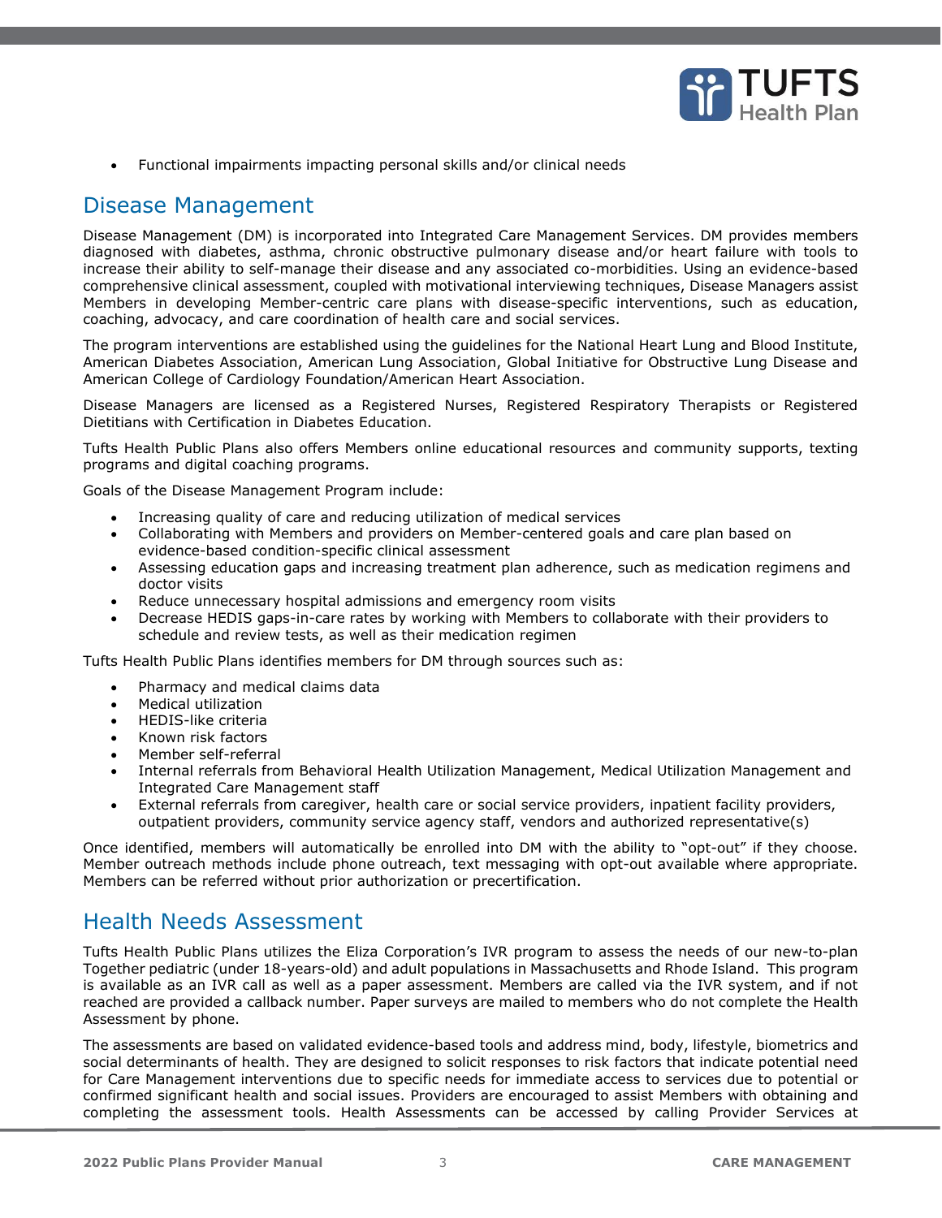- Functional impairments impacting personal skills and/or clinical needs

## Disease Management

Disease Management (DM) is incorporated into Integrated Care Management Services. DM provides members diagnosed with diabetes, asthma, chronic obstructive pulmonary disease and/or heart failure with tools to increase their ability to self-manage their disease and any associated co-morbidities. Using an evidence-based comprehensive clinical assessment, coupled with motivational interviewing techniques, Disease Managers assist Members in developing Member-centric care plans with disease-specific interventions, such as education, coaching, advocacy, and care coordination of health care and social services.

The program interventions are established using the guidelines for the National Heart Lung and Blood Institute, American Diabetes Association, American Lung Association, Global Initiative for Obstructive Lung Disease and American College of Cardiology Foundation/American Heart Association.

Disease Managers are licensed as a Registered Nurses, Registered Respiratory Therapists or Registered Dietitians with Certification in Diabetes Education.

Tufts Health Public Plans also offers Members online educational resources and community supports, texting programs and digital coaching programs.

Goals of the Disease Management Program include:

- Increasing quality of care and reducing utilization of medical services
- Collaborating with Members and providers on Member-centered goals and care plan based on evidence-based condition-specific clinical assessment
- Assessing education gaps and increasing treatment plan adherence, such as medication regimens and doctor visits
- Reduce unnecessary hospital admissions and emergency room visits
- Decrease HEDIS gaps-in-care rates by working with Members to collaborate with their providers to schedule and review tests, as well as their medication regimen

Tufts Health Public Plans identifies members for DM through sources such as:

- Pharmacy and medical claims data
- Medical utilization
- HEDIS-like criteria
- Known risk factors
- Member self-referral
- Internal referrals from Behavioral Health Utilization Management, Medical Utilization Management and Integrated Care Management staff
- External referrals from caregiver, health care or social service providers, inpatient facility providers, outpatient providers, community service agency staff, vendors and authorized representative(s)

Once identified, members will automatically be enrolled into DM with the ability to "opt-out" if they choose. Member outreach methods include phone outreach, text messaging with opt-out available where appropriate. Members can be referred without prior authorization or precertification.

## Health Needs Assessment

Tufts Health Public Plans utilizes the Eliza Corporation's IVR program to assess the needs of our new-to-plan Together pediatric (under 18-years-old) and adult populations in Massachusetts and Rhode Island. This program is available as an IVR call as well as a paper assessment. Members are called via the IVR system, and if not reached are provided a callback number. Paper surveys are mailed to members who do not complete the Health Assessment by phone.

The assessments are based on validated evidence-based tools and address mind, body, lifestyle, biometrics and social determinants of health. They are designed to solicit responses to risk factors that indicate potential need for Care Management interventions due to specific needs for immediate access to services due to potential or confirmed significant health and social issues. Providers are encouraged to assist Members with obtaining and completing the assessment tools. Health Assessments can be accessed by calling Provider Services at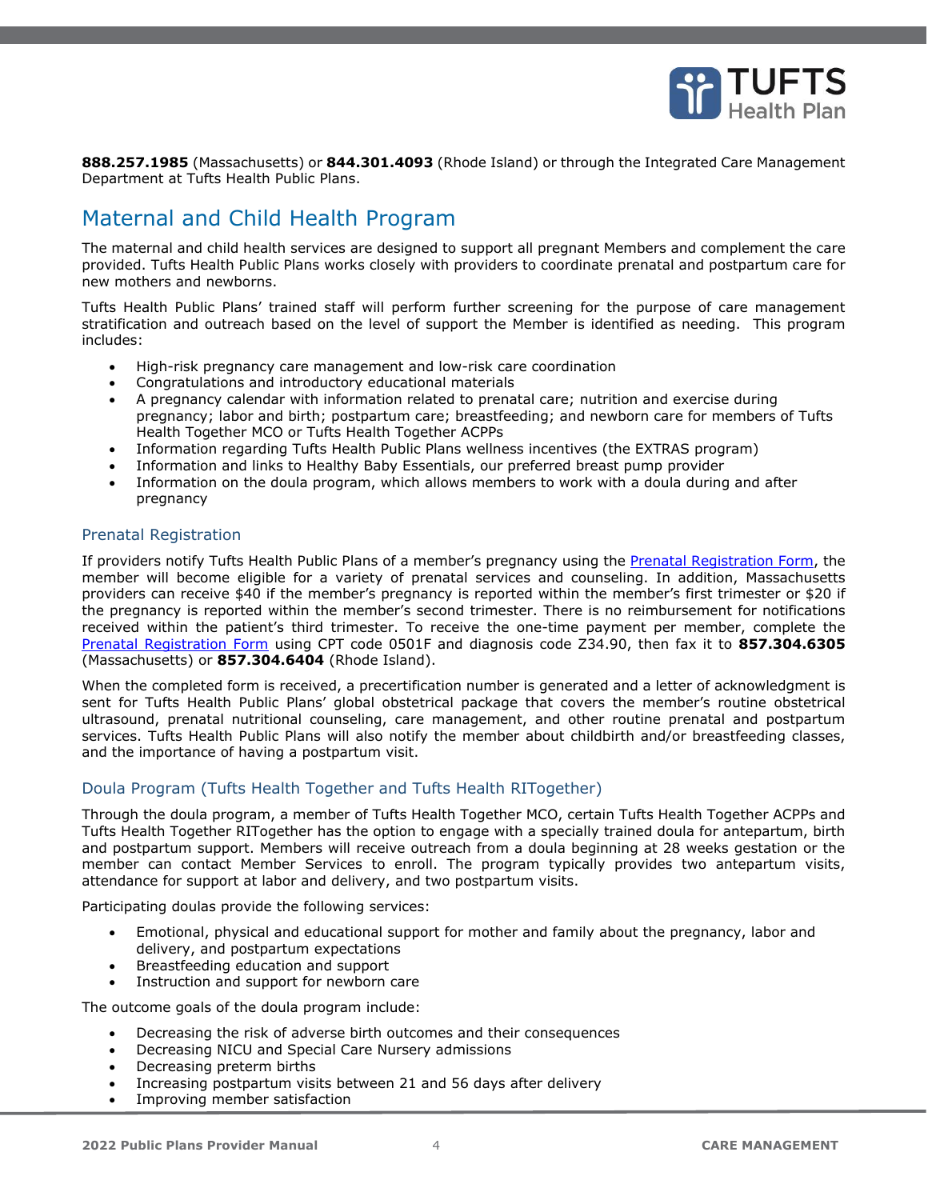**888.257.1985** (Massachusetts) or **844.301.4093** (Rhode Island) or through the Integrated Care Management Department at Tufts Health Public Plans.

## Maternal and Child Health Program

The maternal and child health services are designed to support all pregnant Members and complement the care provided. Tufts Health Public Plans works closely with providers to coordinate prenatal and postpartum care for new mothers and newborns.

Tufts Health Public Plans' trained staff will perform further screening for the purpose of care management stratification and outreach based on the level of support the Member is identified as needing. This program includes:

- High-risk pregnancy care management and low-risk care coordination
- Congratulations and introductory educational materials
- A pregnancy calendar with information related to prenatal care; nutrition and exercise during pregnancy; labor and birth; postpartum care; breastfeeding; and newborn care for members of Tufts Health Together MCO or Tufts Health Together ACPPs
- Information regarding Tufts Health Public Plans wellness incentives (the EXTRAS program)
- Information and links to Healthy Baby Essentials, our preferred breast pump provider
- Information on the doula program, which allows members to work with a doula during and after pregnancy

### Prenatal Registration

If providers notify Tufts Health Public Plans of a member's pregnancy using the Prenatal Registration Form, the member will become eligible for a variety of prenatal services and counseling. In addition, Massachusetts providers can receive $40 if the member's pregnancy is reported within the member's first trimester or $20 if the pregnancy is reported within the member's second trimester. There is no reimbursement for notifications received within the patient's third trimester. To receive the one-time payment per member, complete the Prenatal Registration Form using CPT code 0501F and diagnosis code Z34.90, then fax it to **857.304.6305** (Massachusetts) or **857.304.6404** (Rhode Island).

When the completed form is received, a precertification number is generated and a letter of acknowledgment is sent for Tufts Health Public Plans' global obstetrical package that covers the member's routine obstetrical ultrasound, prenatal nutritional counseling, care management, and other routine prenatal and postpartum services. Tufts Health Public Plans will also notify the member about childbirth and/or breastfeeding classes, and the importance of having a postpartum visit.

### Doula Program (Tufts Health Together and Tufts Health RITogether)

Through the doula program, a member of Tufts Health Together MCO, certain Tufts Health Together ACPPs and Tufts Health Together RITogether has the option to engage with a specially trained doula for antepartum, birth and postpartum support. Members will receive outreach from a doula beginning at 28 weeks gestation or the member can contact Member Services to enroll. The program typically provides two antepartum visits, attendance for support at labor and delivery, and two postpartum visits.

Participating doulas provide the following services:

- Emotional, physical and educational support for mother and family about the pregnancy, labor and delivery, and postpartum expectations
- Breastfeeding education and support
- Instruction and support for newborn care

The outcome goals of the doula program include:

- Decreasing the risk of adverse birth outcomes and their consequences
- Decreasing NICU and Special Care Nursery admissions
- Decreasing preterm births
- Increasing postpartum visits between 21 and 56 days after delivery
- Improving member satisfaction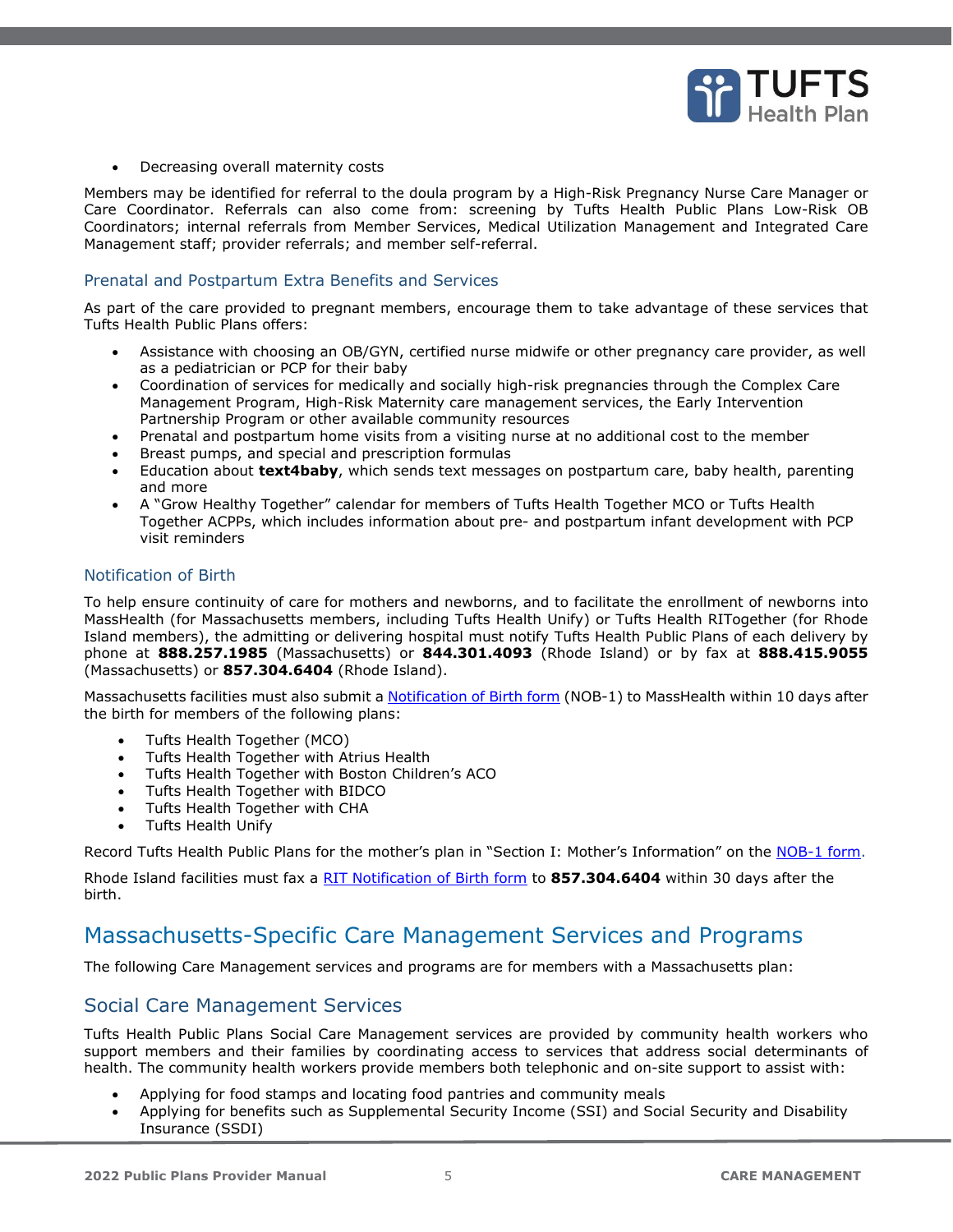- Decreasing overall maternity costs

Members may be identified for referral to the doula program by a High-Risk Pregnancy Nurse Care Manager or Care Coordinator. Referrals can also come from: screening by Tufts Health Public Plans Low-Risk OB Coordinators; internal referrals from Member Services, Medical Utilization Management and Integrated Care Management staff; provider referrals; and member self-referral.

### Prenatal and Postpartum Extra Benefits and Services

As part of the care provided to pregnant members, encourage them to take advantage of these services that Tufts Health Public Plans offers:

- Assistance with choosing an OB/GYN, certified nurse midwife or other pregnancy care provider, as well as a pediatrician or PCP for their baby
- Coordination of services for medically and socially high-risk pregnancies through the Complex Care Management Program, High-Risk Maternity care management services, the Early Intervention Partnership Program or other available community resources
- Prenatal and postpartum home visits from a visiting nurse at no additional cost to the member
- Breast pumps, and special and prescription formulas
- Education about **text4baby**, which sends text messages on postpartum care, baby health, parenting and more
- A "Grow Healthy Together" calendar for members of Tufts Health Together MCO or Tufts Health Together ACPPs, which includes information about pre- and postpartum infant development with PCP visit reminders

### Notification of Birth

To help ensure continuity of care for mothers and newborns, and to facilitate the enrollment of newborns into MassHealth (for Massachusetts members, including Tufts Health Unify) or Tufts Health RITogether (for Rhode Island members), the admitting or delivering hospital must notify Tufts Health Public Plans of each delivery by phone at **888.257.1985** (Massachusetts) or **844.301.4093** (Rhode Island) or by fax at **888.415.9055** (Massachusetts) or **857.304.6404** (Rhode Island).

Massachusetts facilities must also submit a Notification of Birth form (NOB-1) to MassHealth within 10 days after the birth for members of the following plans:

- Tufts Health Together (MCO)
- Tufts Health Together with Atrius Health
- Tufts Health Together with Boston Children's ACO
- Tufts Health Together with BIDCO
- Tufts Health Together with CHA
- Tufts Health Unify

Record Tufts Health Public Plans for the mother's plan in "Section I: Mother's Information" on the NOB-1 form.

Rhode Island facilities must fax a RIT Notification of Birth form to **857.304.6404** within 30 days after the birth.

## Massachusetts-Specific Care Management Services and Programs

The following Care Management services and programs are for members with a Massachusetts plan:

### Social Care Management Services

Tufts Health Public Plans Social Care Management services are provided by community health workers who support members and their families by coordinating access to services that address social determinants of health. The community health workers provide members both telephonic and on-site support to assist with:

- Applying for food stamps and locating food pantries and community meals
- Applying for benefits such as Supplemental Security Income (SSI) and Social Security and Disability Insurance (SSDI)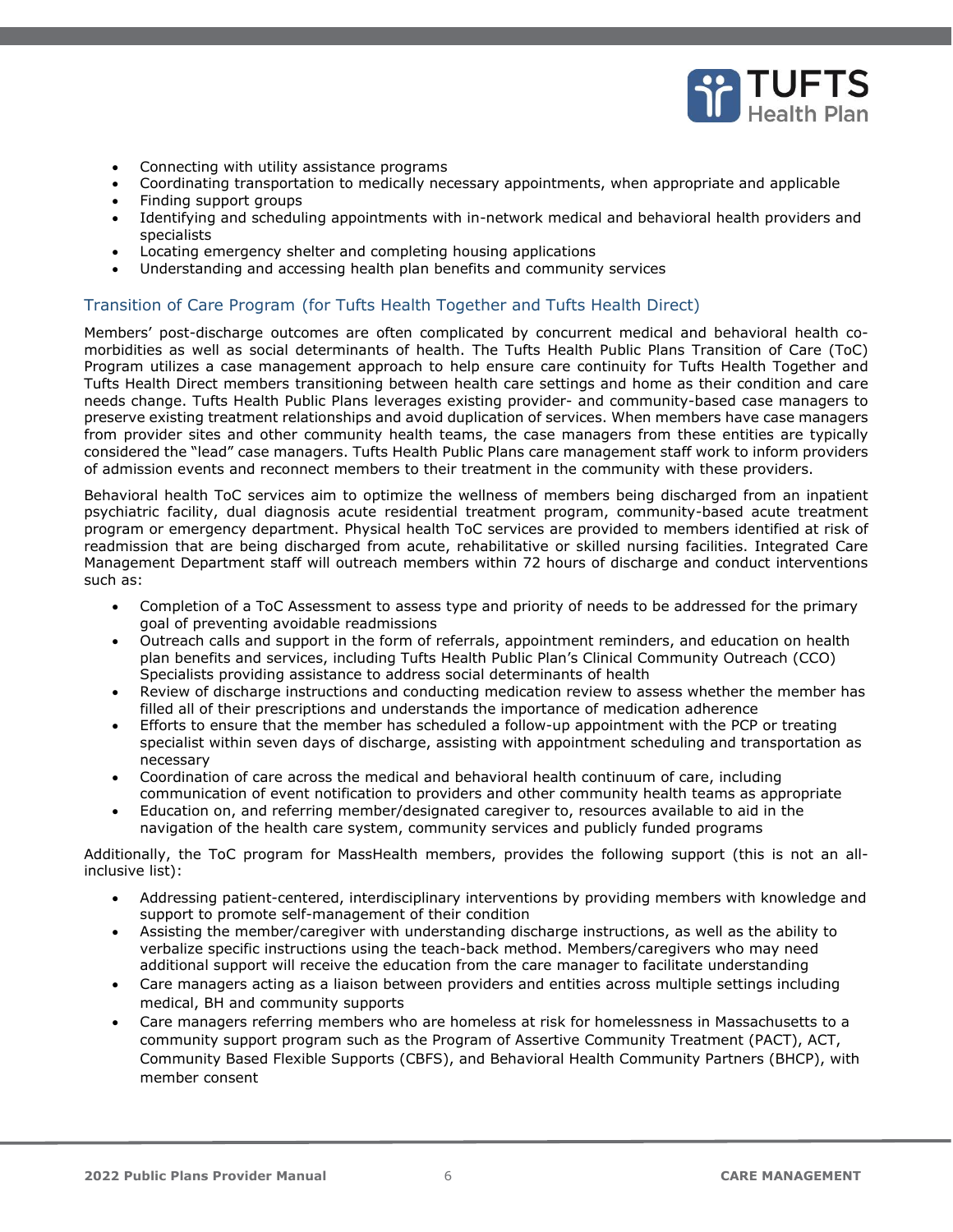- Connecting with utility assistance programs
- Coordinating transportation to medically necessary appointments, when appropriate and applicable
- Finding support groups
- Identifying and scheduling appointments with in-network medical and behavioral health providers and specialists
- Locating emergency shelter and completing housing applications
- Understanding and accessing health plan benefits and community services

## Transition of Care Program (for Tufts Health Together and Tufts Health Direct)

Members' post-discharge outcomes are often complicated by concurrent medical and behavioral health co-morbidities as well as social determinants of health. The Tufts Health Public Plans Transition of Care (ToC) Program utilizes a case management approach to help ensure care continuity for Tufts Health Together and Tufts Health Direct members transitioning between health care settings and home as their condition and care needs change. Tufts Health Public Plans leverages existing provider- and community-based case managers to preserve existing treatment relationships and avoid duplication of services. When members have case managers from provider sites and other community health teams, the case managers from these entities are typically considered the "lead" case managers. Tufts Health Public Plans care management staff work to inform providers of admission events and reconnect members to their treatment in the community with these providers.

Behavioral health ToC services aim to optimize the wellness of members being discharged from an inpatient psychiatric facility, dual diagnosis acute residential treatment program, community-based acute treatment program or emergency department. Physical health ToC services are provided to members identified at risk of readmission that are being discharged from acute, rehabilitative or skilled nursing facilities. Integrated Care Management Department staff will outreach members within 72 hours of discharge and conduct interventions such as:

- Completion of a ToC Assessment to assess type and priority of needs to be addressed for the primary goal of preventing avoidable readmissions
- Outreach calls and support in the form of referrals, appointment reminders, and education on health plan benefits and services, including Tufts Health Public Plan's Clinical Community Outreach (CCO) Specialists providing assistance to address social determinants of health
- Review of discharge instructions and conducting medication review to assess whether the member has filled all of their prescriptions and understands the importance of medication adherence
- Efforts to ensure that the member has scheduled a follow-up appointment with the PCP or treating specialist within seven days of discharge, assisting with appointment scheduling and transportation as necessary
- Coordination of care across the medical and behavioral health continuum of care, including communication of event notification to providers and other community health teams as appropriate
- Education on, and referring member/designated caregiver to, resources available to aid in the navigation of the health care system, community services and publicly funded programs

Additionally, the ToC program for MassHealth members, provides the following support (this is not an all-inclusive list):

- Addressing patient-centered, interdisciplinary interventions by providing members with knowledge and support to promote self-management of their condition
- Assisting the member/caregiver with understanding discharge instructions, as well as the ability to verbalize specific instructions using the teach-back method. Members/caregivers who may need additional support will receive the education from the care manager to facilitate understanding
- Care managers acting as a liaison between providers and entities across multiple settings including medical, BH and community supports
- Care managers referring members who are homeless at risk for homelessness in Massachusetts to a community support program such as the Program of Assertive Community Treatment (PACT), ACT, Community Based Flexible Supports (CBFS), and Behavioral Health Community Partners (BHCP), with member consent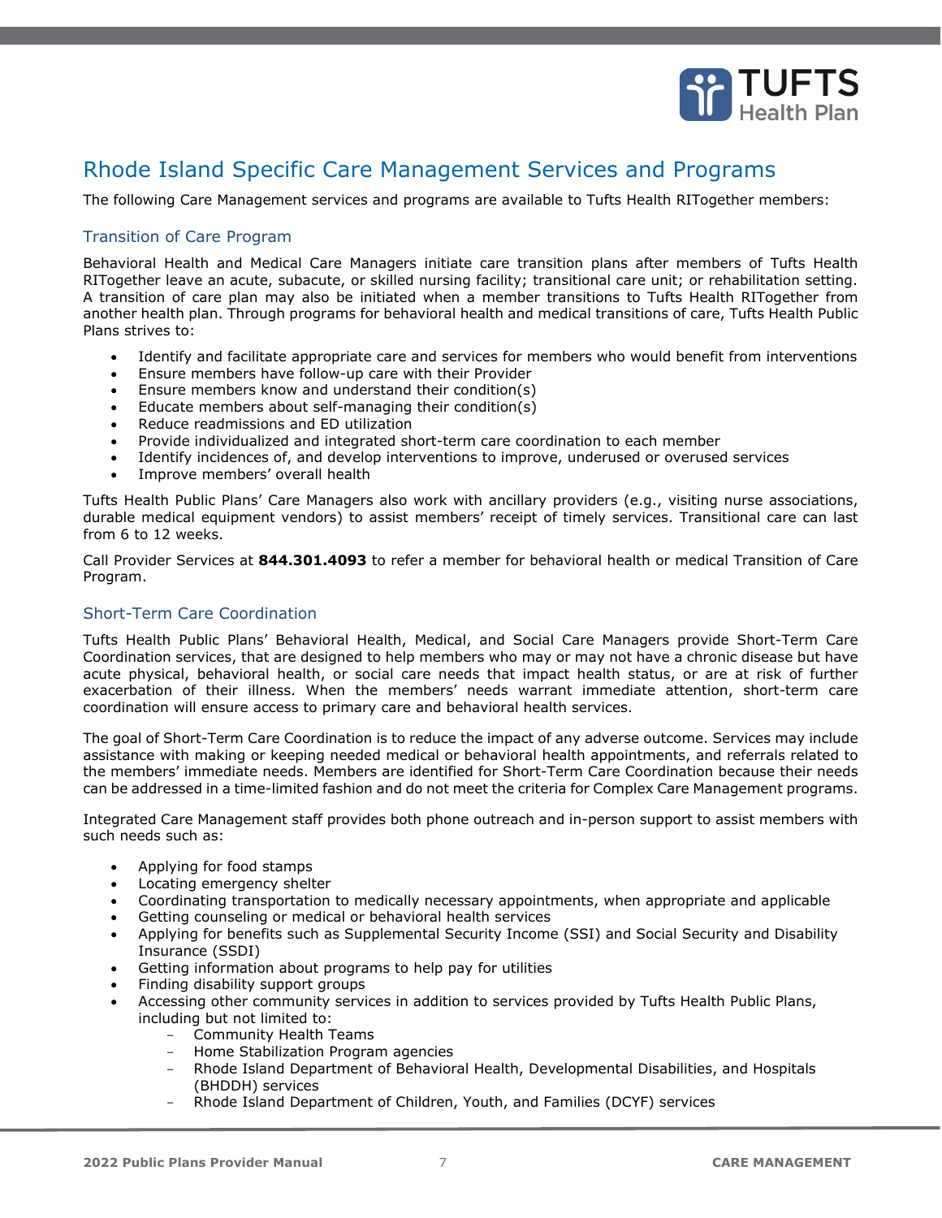## Rhode Island Specific Care Management Services and Programs

The following Care Management services and programs are available to Tufts Health RITogether members:

### Transition of Care Program

Behavioral Health and Medical Care Managers initiate care transition plans after members of Tufts Health RITogether leave an acute, subacute, or skilled nursing facility; transitional care unit; or rehabilitation setting. A transition of care plan may also be initiated when a member transitions to Tufts Health RITogether from another health plan. Through programs for behavioral health and medical transitions of care, Tufts Health Public Plans strives to:

- Identify and facilitate appropriate care and services for members who would benefit from interventions
- Ensure members have follow-up care with their Provider
- Ensure members know and understand their condition(s)
- Educate members about self-managing their condition(s)
- Reduce readmissions and ED utilization
- Provide individualized and integrated short-term care coordination to each member
- Identify incidences of, and develop interventions to improve, underused or overused services
- Improve members' overall health

Tufts Health Public Plans' Care Managers also work with ancillary providers (e.g., visiting nurse associations, durable medical equipment vendors) to assist members' receipt of timely services. Transitional care can last from 6 to 12 weeks.

Call Provider Services at **844.301.4093** to refer a member for behavioral health or medical Transition of Care Program.

### Short-Term Care Coordination

Tufts Health Public Plans' Behavioral Health, Medical, and Social Care Managers provide Short-Term Care Coordination services, that are designed to help members who may or may not have a chronic disease but have acute physical, behavioral health, or social care needs that impact health status, or are at risk of further exacerbation of their illness. When the members' needs warrant immediate attention, short-term care coordination will ensure access to primary care and behavioral health services.

The goal of Short-Term Care Coordination is to reduce the impact of any adverse outcome. Services may include assistance with making or keeping needed medical or behavioral health appointments, and referrals related to the members' immediate needs. Members are identified for Short-Term Care Coordination because their needs can be addressed in a time-limited fashion and do not meet the criteria for Complex Care Management programs.

Integrated Care Management staff provides both phone outreach and in-person support to assist members with such needs such as:

- Applying for food stamps
- Locating emergency shelter
- Coordinating transportation to medically necessary appointments, when appropriate and applicable
- Getting counseling or medical or behavioral health services
- Applying for benefits such as Supplemental Security Income (SSI) and Social Security and Disability Insurance (SSDI)
- Getting information about programs to help pay for utilities
- Finding disability support groups
- Accessing other community services in addition to services provided by Tufts Health Public Plans, including but not limited to:
  - Community Health Teams
  - Home Stabilization Program agencies
  - Rhode Island Department of Behavioral Health, Developmental Disabilities, and Hospitals (BHDDH) services
  - Rhode Island Department of Children, Youth, and Families (DCYF) services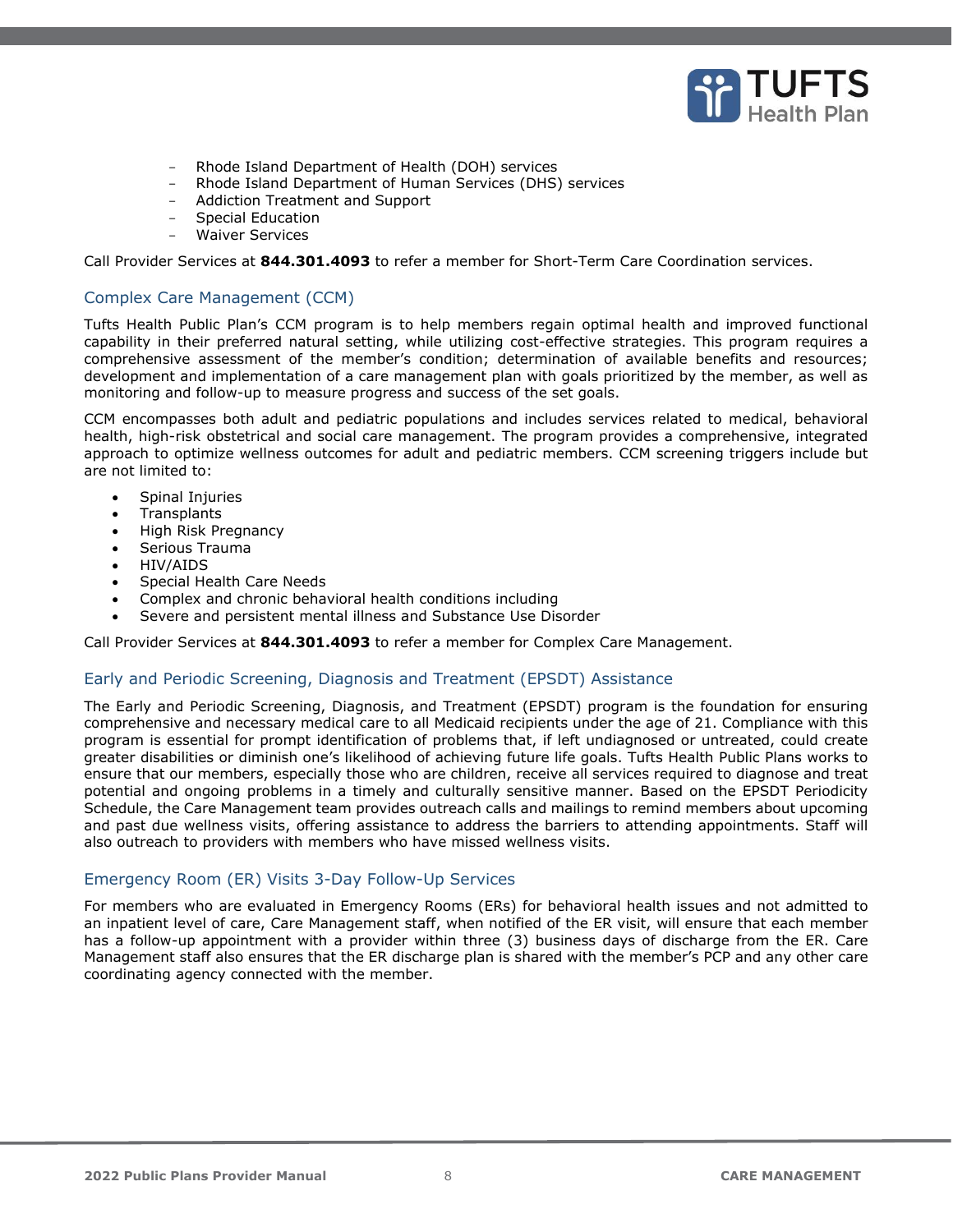- Rhode Island Department of Health (DOH) services
- Rhode Island Department of Human Services (DHS) services
- Addiction Treatment and Support
- Special Education
- Waiver Services

Call Provider Services at **844.301.4093** to refer a member for Short-Term Care Coordination services.

## Complex Care Management (CCM)

Tufts Health Public Plan's CCM program is to help members regain optimal health and improved functional capability in their preferred natural setting, while utilizing cost-effective strategies. This program requires a comprehensive assessment of the member's condition; determination of available benefits and resources; development and implementation of a care management plan with goals prioritized by the member, as well as monitoring and follow-up to measure progress and success of the set goals.

CCM encompasses both adult and pediatric populations and includes services related to medical, behavioral health, high-risk obstetrical and social care management. The program provides a comprehensive, integrated approach to optimize wellness outcomes for adult and pediatric members. CCM screening triggers include but are not limited to:

- Spinal Injuries
- Transplants
- High Risk Pregnancy
- Serious Trauma
- HIV/AIDS
- Special Health Care Needs
- Complex and chronic behavioral health conditions including
- Severe and persistent mental illness and Substance Use Disorder

Call Provider Services at **844.301.4093** to refer a member for Complex Care Management.

## Early and Periodic Screening, Diagnosis and Treatment (EPSDT) Assistance

The Early and Periodic Screening, Diagnosis, and Treatment (EPSDT) program is the foundation for ensuring comprehensive and necessary medical care to all Medicaid recipients under the age of 21. Compliance with this program is essential for prompt identification of problems that, if left undiagnosed or untreated, could create greater disabilities or diminish one's likelihood of achieving future life goals. Tufts Health Public Plans works to ensure that our members, especially those who are children, receive all services required to diagnose and treat potential and ongoing problems in a timely and culturally sensitive manner. Based on the EPSDT Periodicity Schedule, the Care Management team provides outreach calls and mailings to remind members about upcoming and past due wellness visits, offering assistance to address the barriers to attending appointments. Staff will also outreach to providers with members who have missed wellness visits.

## Emergency Room (ER) Visits 3-Day Follow-Up Services

For members who are evaluated in Emergency Rooms (ERs) for behavioral health issues and not admitted to an inpatient level of care, Care Management staff, when notified of the ER visit, will ensure that each member has a follow-up appointment with a provider within three (3) business days of discharge from the ER. Care Management staff also ensures that the ER discharge plan is shared with the member's PCP and any other care coordinating agency connected with the member.